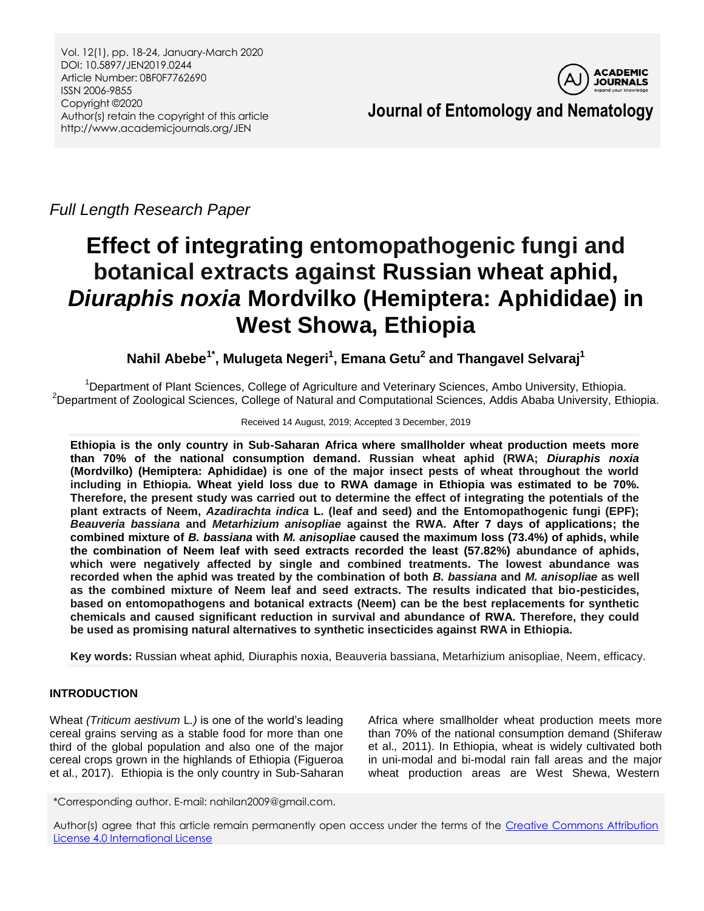Full Length Research Paper

# Effect of integrating entomopathogenic fungi and botanical extracts against Russian wheat aphid, *Diuraphis noxia* Mordvilko (Hemiptera: Aphididae) in West Showa, Ethiopia

**Nahil Abebe[1*], Mulugeta Negeri[1], Emana Getu[2] and Thangavel Selvaraj[1]**

[1]Department of Plant Sciences, College of Agriculture and Veterinary Sciences, Ambo University, Ethiopia.
[2]Department of Zoological Sciences, College of Natural and Computational Sciences, Addis Ababa University, Ethiopia.

Received 14 August, 2019; Accepted 3 December, 2019

**Ethiopia is the only country in Sub-Saharan Africa where smallholder wheat production meets more than 70% of the national consumption demand. Russian wheat aphid (RWA; *Diuraphis noxia* (Mordvilko) (Hemiptera: Aphididae) is one of the major insect pests of wheat throughout the world including in Ethiopia. Wheat yield loss due to RWA damage in Ethiopia was estimated to be 70%. Therefore, the present study was carried out to determine the effect of integrating the potentials of the plant extracts of Neem, *Azadirachta indica* L. (leaf and seed) and the Entomopathogenic fungi (EPF); *Beauveria bassiana* and *Metarhizium anisopliae* against the RWA. After 7 days of applications; the combined mixture of *B. bassiana* with *M. anisopliae* caused the maximum loss (73.4%) of aphids, while the combination of Neem leaf with seed extracts recorded the least (57.82%) abundance of aphids, which were negatively affected by single and combined treatments. The lowest abundance was recorded when the aphid was treated by the combination of both *B. bassiana* and *M. anisopliae* as well as the combined mixture of Neem leaf and seed extracts. The results indicated that bio-pesticides, based on entomopathogens and botanical extracts (Neem) can be the best replacements for synthetic chemicals and caused significant reduction in survival and abundance of RWA. Therefore, they could be used as promising natural alternatives to synthetic insecticides against RWA in Ethiopia.**

**Key words:** Russian wheat aphid, Diuraphis noxia, Beauveria bassiana, Metarhizium anisopliae, Neem, efficacy.

## INTRODUCTION

Wheat *(Triticum aestivum* L.*)* is one of the world's leading cereal grains serving as a stable food for more than one third of the global population and also one of the major cereal crops grown in the highlands of Ethiopia (Figueroa et al., 2017). Ethiopia is the only country in Sub-Saharan Africa where smallholder wheat production meets more than 70% of the national consumption demand (Shiferaw et al., 2011). In Ethiopia, wheat is widely cultivated both in uni-modal and bi-modal rain fall areas and the major wheat production areas are West Shewa, Western

*Corresponding author. E-mail: nahilan2009@gmail.com.

Author(s) agree that this article remain permanently open access under the terms of the Creative Commons Attribution License 4.0 International License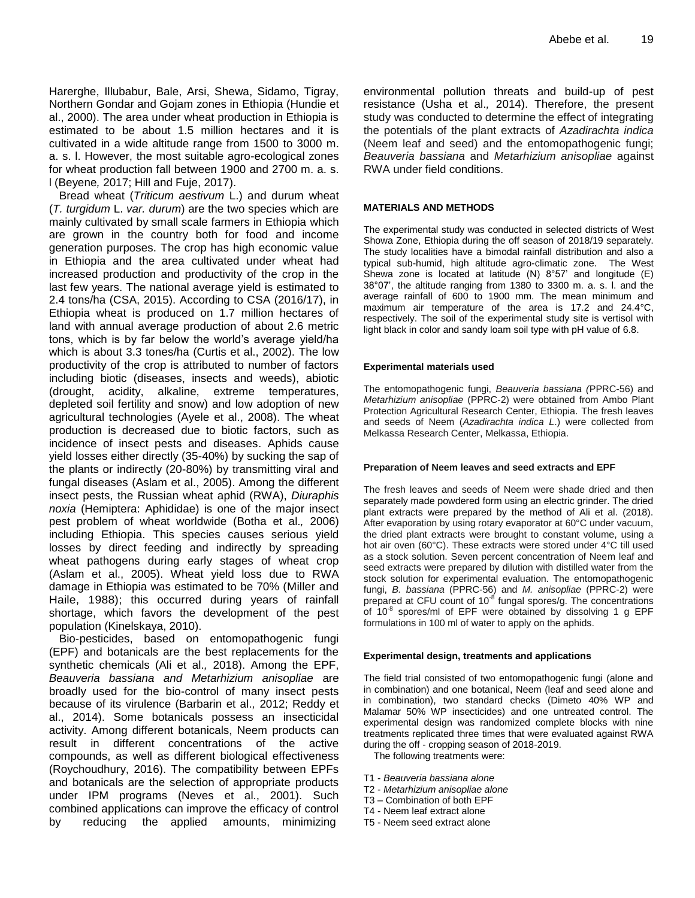Harerghe, Illubabur, Bale, Arsi, Shewa, Sidamo, Tigray, Northern Gondar and Gojam zones in Ethiopia (Hundie et al., 2000). The area under wheat production in Ethiopia is estimated to be about 1.5 million hectares and it is cultivated in a wide altitude range from 1500 to 3000 m. a. s. l. However, the most suitable agro-ecological zones for wheat production fall between 1900 and 2700 m. a. s. l (Beyene*,* 2017; Hill and Fuje, 2017).

Bread wheat (*Triticum aestivum* L.) and durum wheat (*T. turgidum* L. *var. durum*) are the two species which are mainly cultivated by small scale farmers in Ethiopia which are grown in the country both for food and income generation purposes. The crop has high economic value in Ethiopia and the area cultivated under wheat had increased production and productivity of the crop in the last few years. The national average yield is estimated to 2.4 tons/ha (CSA, 2015). According to CSA (2016/17), in Ethiopia wheat is produced on 1.7 million hectares of land with annual average production of about 2.6 metric tons, which is by far below the world's average yield/ha which is about 3.3 tones/ha (Curtis et al., 2002). The low productivity of the crop is attributed to number of factors including biotic (diseases, insects and weeds), abiotic (drought, acidity, alkaline, extreme temperatures, depleted soil fertility and snow) and low adoption of new agricultural technologies (Ayele et al., 2008). The wheat production is decreased due to biotic factors, such as incidence of insect pests and diseases. Aphids cause yield losses either directly (35-40%) by sucking the sap of the plants or indirectly (20-80%) by transmitting viral and fungal diseases (Aslam et al., 2005). Among the different insect pests, the Russian wheat aphid (RWA), *Diuraphis noxia* (Hemiptera: Aphididae) is one of the major insect pest problem of wheat worldwide (Botha et al.*,* 2006) including Ethiopia. This species causes serious yield losses by direct feeding and indirectly by spreading wheat pathogens during early stages of wheat crop (Aslam et al., 2005). Wheat yield loss due to RWA damage in Ethiopia was estimated to be 70% (Miller and Haile, 1988); this occurred during years of rainfall shortage, which favors the development of the pest population (Kinelskaya, 2010).

Bio-pesticides, based on entomopathogenic fungi (EPF) and botanicals are the best replacements for the synthetic chemicals (Ali et al.*,* 2018). Among the EPF, *Beauveria bassiana and Metarhizium anisopliae* are broadly used for the bio-control of many insect pests because of its virulence (Barbarin et al.*,* 2012; Reddy et al., 2014). Some botanicals possess an insecticidal activity. Among different botanicals, Neem products can result in different concentrations of the active compounds, as well as different biological effectiveness (Roychoudhury, 2016). The compatibility between EPFs and botanicals are the selection of appropriate products under IPM programs (Neves et al., 2001). Such combined applications can improve the efficacy of control by reducing the applied amounts, minimizing environmental pollution threats and build-up of pest resistance (Usha et al.*,* 2014). Therefore, the present study was conducted to determine the effect of integrating the potentials of the plant extracts of *Azadirachta indica* (Neem leaf and seed) and the entomopathogenic fungi; *Beauveria bassiana* and *Metarhizium anisopliae* against RWA under field conditions.

## MATERIALS AND METHODS

The experimental study was conducted in selected districts of West Showa Zone, Ethiopia during the off season of 2018/19 separately. The study localities have a bimodal rainfall distribution and also a typical sub-humid, high altitude agro-climatic zone. The West Shewa zone is located at latitude (N) 8°57' and longitude (E) 38°07', the altitude ranging from 1380 to 3300 m. a. s. l. and the average rainfall of 600 to 1900 mm. The mean minimum and maximum air temperature of the area is 17.2 and 24.4°C, respectively. The soil of the experimental study site is vertisol with light black in color and sandy loam soil type with pH value of 6.8.

### Experimental materials used

The entomopathogenic fungi, *Beauveria bassiana (*PPRC-56) and *Metarhizium anisopliae* (PPRC-2) were obtained from Ambo Plant Protection Agricultural Research Center, Ethiopia. The fresh leaves and seeds of Neem (*Azadirachta indica L.*) were collected from Melkassa Research Center, Melkassa, Ethiopia.

### Preparation of Neem leaves and seed extracts and EPF

The fresh leaves and seeds of Neem were shade dried and then separately made powdered form using an electric grinder. The dried plant extracts were prepared by the method of Ali et al. (2018). After evaporation by using rotary evaporator at 60°C under vacuum, the dried plant extracts were brought to constant volume, using a hot air oven (60°C). These extracts were stored under 4°C till used as a stock solution. Seven percent concentration of Neem leaf and seed extracts were prepared by dilution with distilled water from the stock solution for experimental evaluation. The entomopathogenic fungi, *B. bassiana* (PPRC-56) and *M. anisopliae* (PPRC-2) were prepared at CFU count of $10^{-8}$ fungal spores/g. The concentrations of $10^{-8}$ spores/ml of EPF were obtained by dissolving 1 g EPF formulations in 100 ml of water to apply on the aphids.

### Experimental design, treatments and applications

The field trial consisted of two entomopathogenic fungi (alone and in combination) and one botanical, Neem (leaf and seed alone and in combination), two standard checks (Dimeto 40% WP and Malamar 50% WP insecticides) and one untreated control. The experimental design was randomized complete blocks with nine treatments replicated three times that were evaluated against RWA during the off - cropping season of 2018-2019.

The following treatments were:

- T1 - *Beauveria bassiana alone*
- T2 - *Metarhizium anisopliae alone*
- T3 – Combination of both EPF
- T4 - Neem leaf extract alone
- T5 - Neem seed extract alone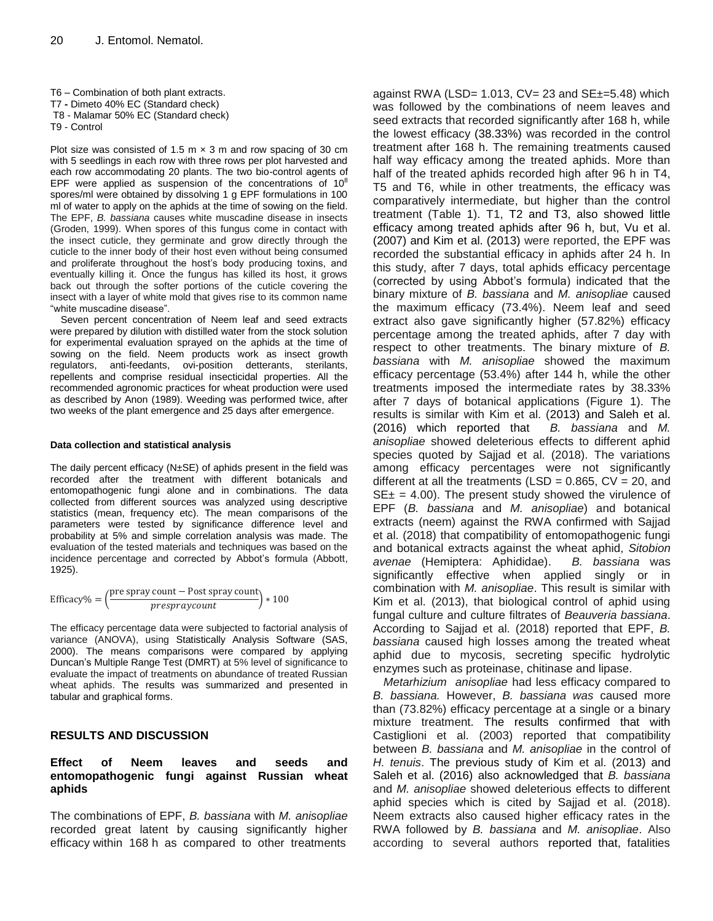T6 – Combination of both plant extracts.
T7 - Dimeto 40% EC (Standard check)
T8 - Malamar 50% EC (Standard check)
T9 - Control

Plot size was consisted of 1.5 m × 3 m and row spacing of 30 cm with 5 seedlings in each row with three rows per plot harvested and each row accommodating 20 plants. The two bio-control agents of EPF were applied as suspension of the concentrations of $10^8$ spores/ml were obtained by dissolving 1 g EPF formulations in 100 ml of water to apply on the aphids at the time of sowing on the field. The EPF, *B. bassiana* causes white muscadine disease in insects (Groden, 1999). When spores of this fungus come in contact with the insect cuticle, they germinate and grow directly through the cuticle to the inner body of their host even without being consumed and proliferate throughout the host's body producing toxins, and eventually killing it. Once the fungus has killed its host, it grows back out through the softer portions of the cuticle covering the insect with a layer of white mold that gives rise to its common name "white muscadine disease".

Seven percent concentration of Neem leaf and seed extracts were prepared by dilution with distilled water from the stock solution for experimental evaluation sprayed on the aphids at the time of sowing on the field. Neem products work as insect growth regulators, anti-feedants, ovi-position detterants, sterilants, repellents and comprise residual insecticidal properties. All the recommended agronomic practices for wheat production were used as described by Anon (1989). Weeding was performed twice, after two weeks of the plant emergence and 25 days after emergence.

#### Data collection and statistical analysis

The daily percent efficacy (N±SE) of aphids present in the field was recorded after the treatment with different botanicals and entomopathogenic fungi alone and in combinations. The data collected from different sources was analyzed using descriptive statistics (mean, frequency etc). The mean comparisons of the parameters were tested by significance difference level and probability at 5% and simple correlation analysis was made. The evaluation of the tested materials and techniques was based on the incidence percentage and corrected by Abbot's formula (Abbott, 1925).

$$\text{Efficacy\%} = \left(\frac{\text{pre spray count} - \text{Post spray count}}{prespraycount}\right) * 100$$

The efficacy percentage data were subjected to factorial analysis of variance (ANOVA), using Statistically Analysis Software (SAS, 2000). The means comparisons were compared by applying Duncan's Multiple Range Test (DMRT) at 5% level of significance to evaluate the impact of treatments on abundance of treated Russian wheat aphids. The results was summarized and presented in tabular and graphical forms.

## RESULTS AND DISCUSSION

### Effect of Neem leaves and seeds and entomopathogenic fungi against Russian wheat aphids

The combinations of EPF, *B. bassiana* with *M. anisopliae* recorded great latent by causing significantly higher efficacy within 168 h as compared to other treatments against RWA (LSD= 1.013, CV= 23 and SE±=5.48) which was followed by the combinations of neem leaves and seed extracts that recorded significantly after 168 h, while the lowest efficacy (38.33%) was recorded in the control treatment after 168 h. The remaining treatments caused half way efficacy among the treated aphids. More than half of the treated aphids recorded high after 96 h in T4, T5 and T6, while in other treatments, the efficacy was comparatively intermediate, but higher than the control treatment (Table 1). T1, T2 and T3, also showed little efficacy among treated aphids after 96 h, but, Vu et al. (2007) and Kim et al. (2013) were reported, the EPF was recorded the substantial efficacy in aphids after 24 h. In this study, after 7 days, total aphids efficacy percentage (corrected by using Abbot's formula) indicated that the binary mixture of *B. bassiana* and *M. anisopliae* caused the maximum efficacy (73.4%). Neem leaf and seed extract also gave significantly higher (57.82%) efficacy percentage among the treated aphids, after 7 day with respect to other treatments. The binary mixture of *B. bassiana* with *M. anisopliae* showed the maximum efficacy percentage (53.4%) after 144 h, while the other treatments imposed the intermediate rates by 38.33% after 7 days of botanical applications (Figure 1). The results is similar with Kim et al. (2013) and Saleh et al. (2016) which reported that *B. bassiana* and *M. anisopliae* showed deleterious effects to different aphid species quoted by Sajjad et al. (2018). The variations among efficacy percentages were not significantly different at all the treatments (LSD = 0.865, CV = 20, and SE± = 4.00). The present study showed the virulence of EPF (*B. bassiana* and *M. anisopliae*) and botanical extracts (neem) against the RWA confirmed with Sajjad et al. (2018) that compatibility of entomopathogenic fungi and botanical extracts against the wheat aphid, *Sitobion avenae* (Hemiptera: Aphididae). *B. bassiana* was significantly effective when applied singly or in combination with *M. anisopliae*. This result is similar with Kim et al. (2013), that biological control of aphid using fungal culture and culture filtrates of *Beauveria bassiana*. According to Sajjad et al. (2018) reported that EPF, *B. bassiana* caused high losses among the treated wheat aphid due to mycosis, secreting specific hydrolytic enzymes such as proteinase, chitinase and lipase.

*Metarhizium anisopliae* had less efficacy compared to *B. bassiana.* However, *B. bassiana was* caused more than (73.82%) efficacy percentage at a single or a binary mixture treatment. The results confirmed that with Castiglioni et al. (2003) reported that compatibility between *B. bassiana* and *M. anisopliae* in the control of *H. tenuis*. The previous study of Kim et al. (2013) and Saleh et al. (2016) also acknowledged that *B. bassiana* and *M. anisopliae* showed deleterious effects to different aphid species which is cited by Sajjad et al. (2018). Neem extracts also caused higher efficacy rates in the RWA followed by *B. bassiana* and *M. anisopliae*. Also according to several authors reported that, fatalities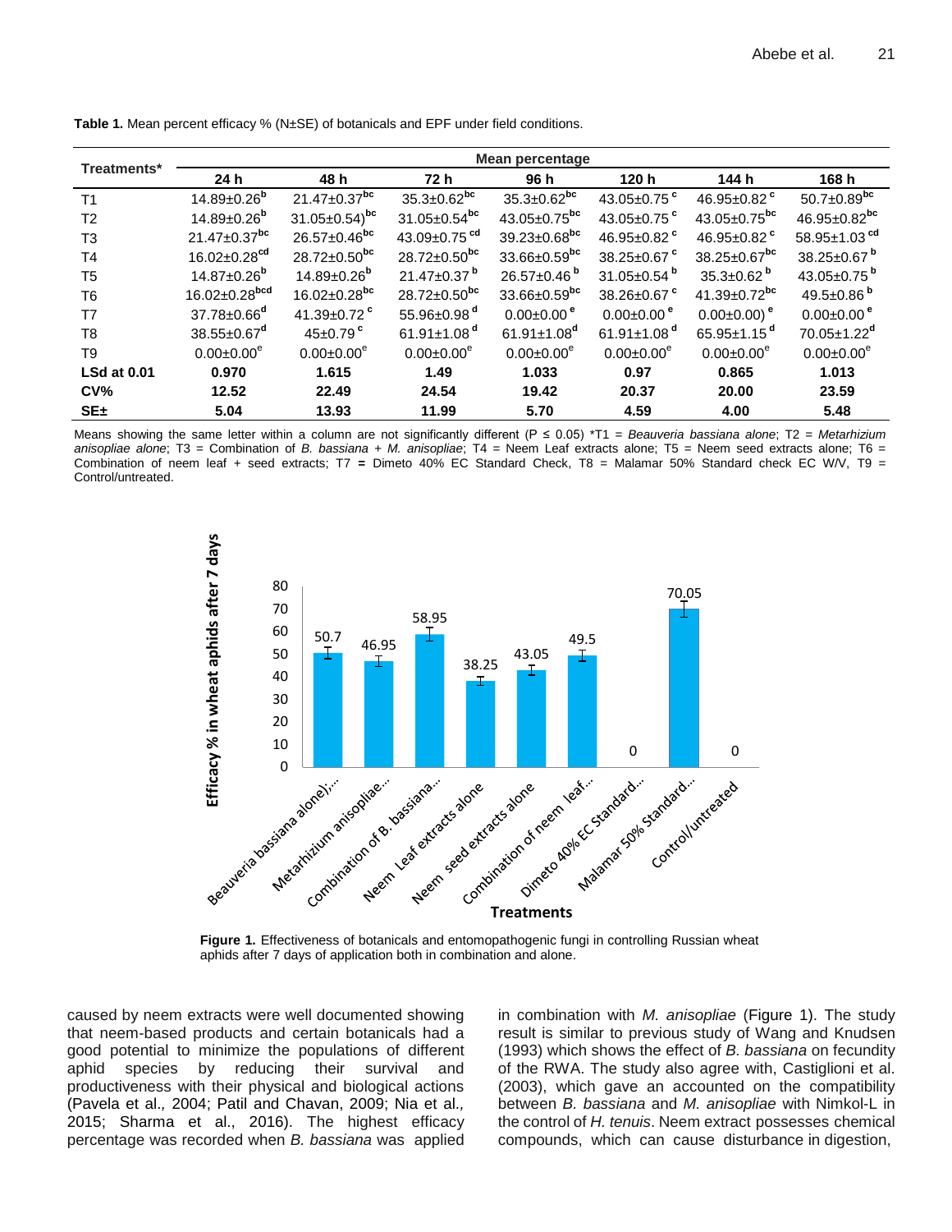**Table 1.** Mean percent efficacy % (N±SE) of botanicals and EPF under field conditions.

| Treatments* | Mean percentage | | | | | | |
|---|---|---|---|---|---|---|---|
| | 24 h | 48 h | 72 h | 96 h | 120 h | 144 h | 168 h |
| T1 | 14.89±0.26$^{b}$ | 21.47±0.37$^{bc}$ | 35.3±0.62$^{bc}$ | 35.3±0.62$^{bc}$ | 43.05±0.75$^{c}$ | 46.95±0.82$^{c}$ | 50.7±0.89$^{bc}$ |
| T2 | 14.89±0.26$^{b}$ | 31.05±0.54)$^{bc}$ | 31.05±0.54$^{bc}$ | 43.05±0.75$^{bc}$ | 43.05±0.75$^{c}$ | 43.05±0.75$^{bc}$ | 46.95±0.82$^{bc}$ |
| T3 | 21.47±0.37$^{bc}$ | 26.57±0.46$^{bc}$ | 43.09±0.75$^{cd}$ | 39.23±0.68$^{bc}$ | 46.95±0.82$^{c}$ | 46.95±0.82$^{c}$ | 58.95±1.03$^{cd}$ |
| T4 | 16.02±0.28$^{cd}$ | 28.72±0.50$^{bc}$ | 28.72±0.50$^{bc}$ | 33.66±0.59$^{bc}$ | 38.25±0.67$^{c}$ | 38.25±0.67$^{bc}$ | 38.25±0.67$^{b}$ |
| T5 | 14.87±0.26$^{b}$ | 14.89±0.26$^{b}$ | 21.47±0.37$^{b}$ | 26.57±0.46$^{b}$ | 31.05±0.54$^{b}$ | 35.3±0.62$^{b}$ | 43.05±0.75$^{b}$ |
| T6 | 16.02±0.28$^{bcd}$ | 16.02±0.28$^{bc}$ | 28.72±0.50$^{bc}$ | 33.66±0.59$^{bc}$ | 38.26±0.67$^{c}$ | 41.39±0.72$^{bc}$ | 49.5±0.86$^{b}$ |
| T7 | 37.78±0.66$^{d}$ | 41.39±0.72$^{c}$ | 55.96±0.98$^{d}$ | 0.00±0.00$^{e}$ | 0.00±0.00$^{e}$ | 0.00±0.00)$^{e}$ | 0.00±0.00$^{e}$ |
| T8 | 38.55±0.67$^{d}$ | 45±0.79$^{c}$ | 61.91±1.08$^{d}$ | 61.91±1.08$^{d}$ | 61.91±1.08$^{d}$ | 65.95±1.15$^{d}$ | 70.05±1.22$^{d}$ |
| T9 | 0.00±0.00$^{e}$ | 0.00±0.00$^{e}$ | 0.00±0.00$^{e}$ | 0.00±0.00$^{e}$ | 0.00±0.00$^{e}$ | 0.00±0.00$^{e}$ | 0.00±0.00$^{e}$ |
| **LSd at 0.01** | **0.970** | **1.615** | **1.49** | **1.033** | **0.97** | **0.865** | **1.013** |
| **CV%** | **12.52** | **22.49** | **24.54** | **19.42** | **20.37** | **20.00** | **23.59** |
| **SE±** | **5.04** | **13.93** | **11.99** | **5.70** | **4.59** | **4.00** | **5.48** |

Means showing the same letter within a column are not significantly different ($P \leq 0.05$) *T1 = *Beauveria bassiana alone*; T2 = *Metarhizium anisopliae alone*; T3 = Combination of *B. bassiana* + *M. anisopliae*; T4 = Neem Leaf extracts alone; T5 = Neem seed extracts alone; T6 = Combination of neem leaf + seed extracts; T7 = Dimeto 40% EC Standard Check, T8 = Malamar 50% Standard check EC W/V, T9 = Control/untreated.

**Figure 1.** Effectiveness of botanicals and entomopathogenic fungi in controlling Russian wheat aphids after 7 days of application both in combination and alone.

caused by neem extracts were well documented showing that neem-based products and certain botanicals had a good potential to minimize the populations of different aphid species by reducing their survival and productiveness with their physical and biological actions (Pavela et al., 2004; Patil and Chavan, 2009; Nia et al., 2015; Sharma et al., 2016). The highest efficacy percentage was recorded when *B. bassiana* was applied in combination with *M. anisopliae* (Figure 1). The study result is similar to previous study of Wang and Knudsen (1993) which shows the effect of *B. bassiana* on fecundity of the RWA. The study also agree with, Castiglioni et al. (2003), which gave an accounted on the compatibility between *B. bassiana* and *M. anisopliae* with Nimkol-L in the control of *H. tenuis*. Neem extract possesses chemical compounds, which can cause disturbance in digestion,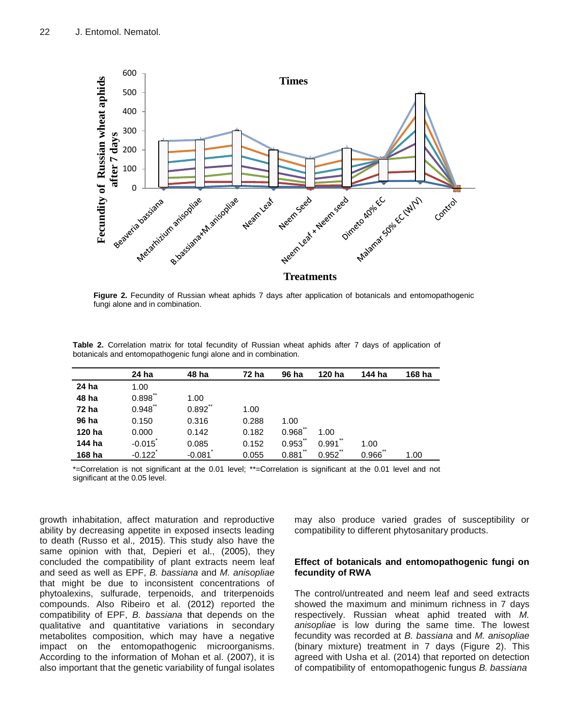**Figure 2.** Fecundity of Russian wheat aphids 7 days after application of botanicals and entomopathogenic fungi alone and in combination.

**Table 2.** Correlation matrix for total fecundity of Russian wheat aphids after 7 days of application of botanicals and entomopathogenic fungi alone and in combination.

| | 24 ha | 48 ha | 72 ha | 96 ha | 120 ha | 144 ha | 168 ha |
|---|---|---|---|---|---|---|---|
| **24 ha** | 1.00 | | | | | | |
| **48 ha** | 0.898** | 1.00 | | | | | |
| **72 ha** | 0.948** | 0.892** | 1.00 | | | | |
| **96 ha** | 0.150 | 0.316 | 0.288 | 1.00 | | | |
| **120 ha** | 0.000 | 0.142 | 0.182 | 0.968** | 1.00 | | |
| **144 ha** | -0.015* | 0.085 | 0.152 | 0.953** | 0.991** | 1.00 | |
| **168 ha** | -0.122* | -0.081* | 0.055 | 0.881** | 0.952** | 0.966** | 1.00 |

*=Correlation is not significant at the 0.01 level; **=Correlation is significant at the 0.01 level and not significant at the 0.05 level.

growth inhabitation, affect maturation and reproductive ability by decreasing appetite in exposed insects leading to death (Russo et al., 2015). This study also have the same opinion with that, Depieri et al., (2005), they concluded the compatibility of plant extracts neem leaf and seed as well as EPF, *B. bassiana* and *M. anisopliae* that might be due to inconsistent concentrations of phytoalexins, sulfurade, terpenoids, and triterpenoids compounds. Also Ribeiro et al. (2012) reported the compatibility of EPF, *B. bassiana* that depends on the qualitative and quantitative variations in secondary metabolites composition, which may have a negative impact on the entomopathogenic microorganisms. According to the information of Mohan et al. (2007), it is also important that the genetic variability of fungal isolates may also produce varied grades of susceptibility or compatibility to different phytosanitary products.

### Effect of botanicals and entomopathogenic fungi on fecundity of RWA

The control/untreated and neem leaf and seed extracts showed the maximum and minimum richness in 7 days respectively. Russian wheat aphid treated with *M. anisopliae* is low during the same time. The lowest fecundity was recorded at *B. bassiana* and *M. anisopliae* (binary mixture) treatment in 7 days (Figure 2). This agreed with Usha et al. (2014) that reported on detection of compatibility of entomopathogenic fungus *B. bassiana*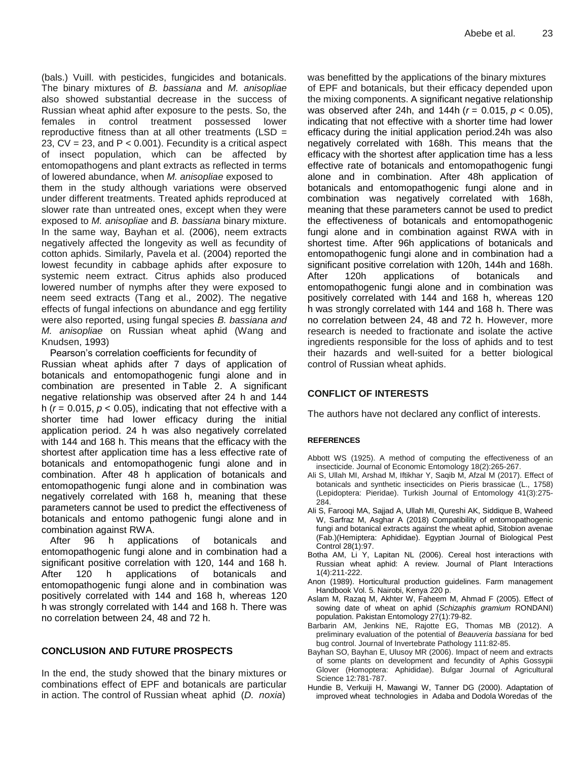(bals.) Vuill. with pesticides, fungicides and botanicals. The binary mixtures of *B. bassiana* and *M. anisopliae* also showed substantial decrease in the success of Russian wheat aphid after exposure to the pests. So, the females in control treatment possessed lower reproductive fitness than at all other treatments (LSD = 23, CV = 23, and $P < 0.001$). Fecundity is a critical aspect of insect population, which can be affected by entomopathogens and plant extracts as reflected in terms of lowered abundance, when *M. anisopliae* exposed to them in the study although variations were observed under different treatments. Treated aphids reproduced at slower rate than untreated ones, except when they were exposed to *M. anisopliae* and *B. bassiana* binary mixture. In the same way, Bayhan et al. (2006), neem extracts negatively affected the longevity as well as fecundity of cotton aphids. Similarly, Pavela et al. (2004) reported the lowest fecundity in cabbage aphids after exposure to systemic neem extract. Citrus aphids also produced lowered number of nymphs after they were exposed to neem seed extracts (Tang et al., 2002). The negative effects of fungal infections on abundance and egg fertility were also reported, using fungal species *B. bassiana and M. anisopliae* on Russian wheat aphid (Wang and Knudsen, 1993)

Pearson's correlation coefficients for fecundity of Russian wheat aphids after 7 days of application of botanicals and entomopathogenic fungi alone and in combination are presented in Table 2. A significant negative relationship was observed after 24 h and 144 h ($r = 0.015$, $p < 0.05$), indicating that not effective with a shorter time had lower efficacy during the initial application period. 24 h was also negatively correlated with 144 and 168 h. This means that the efficacy with the shortest after application time has a less effective rate of botanicals and entomopathogenic fungi alone and in combination. After 48 h application of botanicals and entomopathogenic fungi alone and in combination was negatively correlated with 168 h, meaning that these parameters cannot be used to predict the effectiveness of botanicals and entomo pathogenic fungi alone and in combination against RWA.

After 96 h applications of botanicals and entomopathogenic fungi alone and in combination had a significant positive correlation with 120, 144 and 168 h. After 120 h applications of botanicals and entomopathogenic fungi alone and in combination was positively correlated with 144 and 168 h, whereas 120 h was strongly correlated with 144 and 168 h. There was no correlation between 24, 48 and 72 h.

## CONCLUSION AND FUTURE PROSPECTS

In the end, the study showed that the binary mixtures or combinations effect of EPF and botanicals are particular in action. The control of Russian wheat aphid (*D. noxia*) was benefitted by the applications of the binary mixtures of EPF and botanicals, but their efficacy depended upon the mixing components. A significant negative relationship was observed after 24h, and 144h ($r = 0.015$, $p < 0.05$), indicating that not effective with a shorter time had lower efficacy during the initial application period.24h was also negatively correlated with 168h. This means that the efficacy with the shortest after application time has a less effective rate of botanicals and entomopathogenic fungi alone and in combination. After 48h application of botanicals and entomopathogenic fungi alone and in combination was negatively correlated with 168h, meaning that these parameters cannot be used to predict the effectiveness of botanicals and entomopathogenic fungi alone and in combination against RWA with in shortest time. After 96h applications of botanicals and entomopathogenic fungi alone and in combination had a significant positive correlation with 120h, 144h and 168h. After 120h applications of botanicals and entomopathogenic fungi alone and in combination was positively correlated with 144 and 168 h, whereas 120 h was strongly correlated with 144 and 168 h. There was no correlation between 24, 48 and 72 h. However, more research is needed to fractionate and isolate the active ingredients responsible for the loss of aphids and to test their hazards and well-suited for a better biological control of Russian wheat aphids.

## CONFLICT OF INTERESTS

The authors have not declared any conflict of interests.

### REFERENCES

Abbott WS (1925). A method of computing the effectiveness of an insecticide. Journal of Economic Entomology 18(2):265-267.

Ali S, Ullah MI, Arshad M, Iftikhar Y, Saqib M, Afzal M (2017). Effect of botanicals and synthetic insecticides on Pieris brassicae (L., 1758) (Lepidoptera: Pieridae). Turkish Journal of Entomology 41(3):275-284.

Ali S, Farooqi MA, Sajjad A, Ullah MI, Qureshi AK, Siddique B, Waheed W, Sarfraz M, Asghar A (2018) Compatibility of entomopathogenic fungi and botanical extracts against the wheat aphid, Sitobion avenae (Fab.)(Hemiptera: Aphididae). Egyptian Journal of Biological Pest Control 28(1):97.

Botha AM, Li Y, Lapitan NL (2006). Cereal host interactions with Russian wheat aphid: A review. Journal of Plant Interactions 1(4):211-222.

Anon (1989). Horticultural production guidelines. Farm management Handbook Vol. 5. Nairobi, Kenya 220 p.

Aslam M, Razaq M, Akhter W, Faheem M, Ahmad F (2005). Effect of sowing date of wheat on aphid (*Schizaphis gramium* RONDANI) population. Pakistan Entomology 27(1):79-82.

Barbarin AM, Jenkins NE, Rajotte EG, Thomas MB (2012). A preliminary evaluation of the potential of *Beauveria bassiana* for bed bug control. Journal of Invertebrate Pathology 111:82-85.

Bayhan SO, Bayhan E, Ulusoy MR (2006). Impact of neem and extracts of some plants on development and fecundity of Aphis Gossypii Glover (Homoptera: Aphididae). Bulgar Journal of Agricultural Science 12:781-787.

Hundie B, Verkuiji H, Mawangi W, Tanner DG (2000). Adaptation of improved wheat technologies in Adaba and Dodola Woredas of the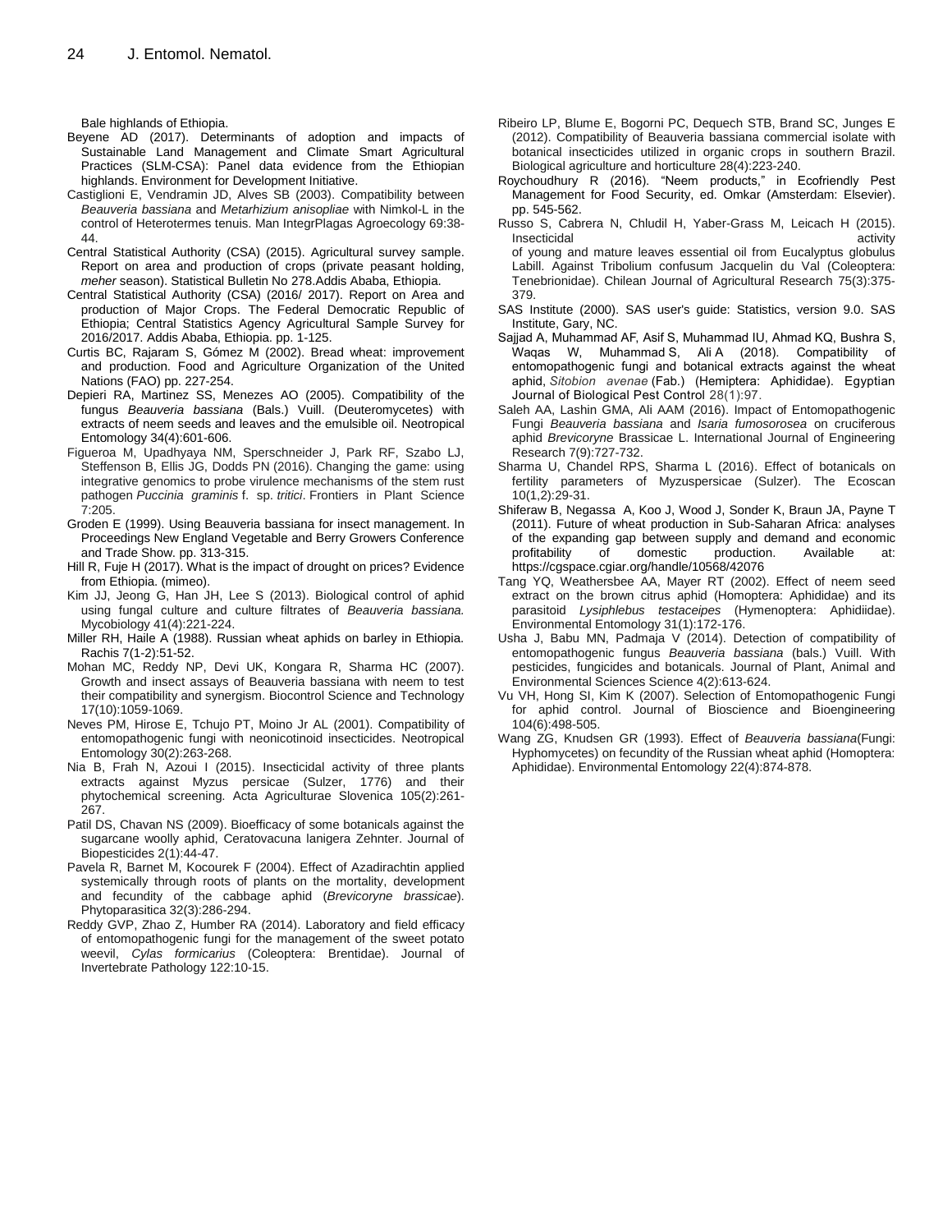Bale highlands of Ethiopia.

Beyene AD (2017). Determinants of adoption and impacts of Sustainable Land Management and Climate Smart Agricultural Practices (SLM-CSA): Panel data evidence from the Ethiopian highlands. Environment for Development Initiative.

Castiglioni E, Vendramin JD, Alves SB (2003). Compatibility between *Beauveria bassiana* and *Metarhizium anisopliae* with Nimkol-L in the control of Heterotermes tenuis. Man IntegrPlagas Agroecology 69:38-44.

Central Statistical Authority (CSA) (2015). Agricultural survey sample. Report on area and production of crops (private peasant holding, *meher* season). Statistical Bulletin No 278.Addis Ababa, Ethiopia.

Central Statistical Authority (CSA) (2016/ 2017). Report on Area and production of Major Crops. The Federal Democratic Republic of Ethiopia; Central Statistics Agency Agricultural Sample Survey for 2016/2017. Addis Ababa, Ethiopia. pp. 1-125.

Curtis BC, Rajaram S, Gómez M (2002). Bread wheat: improvement and production. Food and Agriculture Organization of the United Nations (FAO) pp. 227-254.

Depieri RA, Martinez SS, Menezes AO (2005). Compatibility of the fungus *Beauveria bassiana* (Bals.) Vuill. (Deuteromycetes) with extracts of neem seeds and leaves and the emulsible oil. Neotropical Entomology 34(4):601-606.

Figueroa M, Upadhyaya NM, Sperschneider J, Park RF, Szabo LJ, Steffenson B, Ellis JG, Dodds PN (2016). Changing the game: using integrative genomics to probe virulence mechanisms of the stem rust pathogen *Puccinia graminis* f. sp. *tritici*. Frontiers in Plant Science 7:205.

Groden E (1999). Using Beauveria bassiana for insect management. In Proceedings New England Vegetable and Berry Growers Conference and Trade Show. pp. 313-315.

Hill R, Fuje H (2017). What is the impact of drought on prices? Evidence from Ethiopia. (mimeo).

Kim JJ, Jeong G, Han JH, Lee S (2013). Biological control of aphid using fungal culture and culture filtrates of *Beauveria bassiana.* Mycobiology 41(4):221-224.

Miller RH, Haile A (1988). Russian wheat aphids on barley in Ethiopia. Rachis 7(1-2):51-52.

Mohan MC, Reddy NP, Devi UK, Kongara R, Sharma HC (2007). Growth and insect assays of Beauveria bassiana with neem to test their compatibility and synergism. Biocontrol Science and Technology 17(10):1059-1069.

Neves PM, Hirose E, Tchujo PT, Moino Jr AL (2001). Compatibility of entomopathogenic fungi with neonicotinoid insecticides. Neotropical Entomology 30(2):263-268.

Nia B, Frah N, Azoui I (2015). Insecticidal activity of three plants extracts against Myzus persicae (Sulzer, 1776) and their phytochemical screening. Acta Agriculturae Slovenica 105(2):261-267.

Patil DS, Chavan NS (2009). Bioefficacy of some botanicals against the sugarcane woolly aphid, Ceratovacuna lanigera Zehnter. Journal of Biopesticides 2(1):44-47.

Pavela R, Barnet M, Kocourek F (2004). Effect of Azadirachtin applied systemically through roots of plants on the mortality, development and fecundity of the cabbage aphid (*Brevicoryne brassicae*). Phytoparasitica 32(3):286-294.

Reddy GVP, Zhao Z, Humber RA (2014). Laboratory and field efficacy of entomopathogenic fungi for the management of the sweet potato weevil, *Cylas formicarius* (Coleoptera: Brentidae). Journal of Invertebrate Pathology 122:10-15.

Ribeiro LP, Blume E, Bogorni PC, Dequech STB, Brand SC, Junges E (2012). Compatibility of Beauveria bassiana commercial isolate with botanical insecticides utilized in organic crops in southern Brazil. Biological agriculture and horticulture 28(4):223-240.

Roychoudhury R (2016). "Neem products," in Ecofriendly Pest Management for Food Security, ed. Omkar (Amsterdam: Elsevier). pp. 545-562.

Russo S, Cabrera N, Chludil H, Yaber-Grass M, Leicach H (2015). Insecticidal activity of young and mature leaves essential oil from Eucalyptus globulus Labill. Against Tribolium confusum Jacquelin du Val (Coleoptera: Tenebrionidae). Chilean Journal of Agricultural Research 75(3):375-379.

SAS Institute (2000). SAS user's guide: Statistics, version 9.0. SAS Institute, Gary, NC.

Sajjad A, Muhammad AF, Asif S, Muhammad IU, Ahmad KQ, Bushra S, Waqas W, Muhammad S, Ali A (2018). Compatibility of entomopathogenic fungi and botanical extracts against the wheat aphid, *Sitobion avenae* (Fab.) (Hemiptera: Aphididae). Egyptian Journal of Biological Pest Control 28(1):97.

Saleh AA, Lashin GMA, Ali AAM (2016). Impact of Entomopathogenic Fungi *Beauveria bassiana* and *Isaria fumosorosea* on cruciferous aphid *Brevicoryne* Brassicae L. International Journal of Engineering Research 7(9):727-732.

Sharma U, Chandel RPS, Sharma L (2016). Effect of botanicals on fertility parameters of Myzuspersicae (Sulzer). The Ecoscan 10(1,2):29-31.

Shiferaw B, Negassa A, Koo J, Wood J, Sonder K, Braun JA, Payne T (2011). Future of wheat production in Sub-Saharan Africa: analyses of the expanding gap between supply and demand and economic profitability of domestic production. Available at: https://cgspace.cgiar.org/handle/10568/42076

Tang YQ, Weathersbee AA, Mayer RT (2002). Effect of neem seed extract on the brown citrus aphid (Homoptera: Aphididae) and its parasitoid *Lysiphlebus testaceipes* (Hymenoptera: Aphidiidae). Environmental Entomology 31(1):172-176.

Usha J, Babu MN, Padmaja V (2014). Detection of compatibility of entomopathogenic fungus *Beauveria bassiana* (bals.) Vuill. With pesticides, fungicides and botanicals. Journal of Plant, Animal and Environmental Sciences Science 4(2):613-624.

Vu VH, Hong SI, Kim K (2007). Selection of Entomopathogenic Fungi for aphid control. Journal of Bioscience and Bioengineering 104(6):498-505.

Wang ZG, Knudsen GR (1993). Effect of *Beauveria bassiana*(Fungi: Hyphomycetes) on fecundity of the Russian wheat aphid (Homoptera: Aphididae). Environmental Entomology 22(4):874-878.